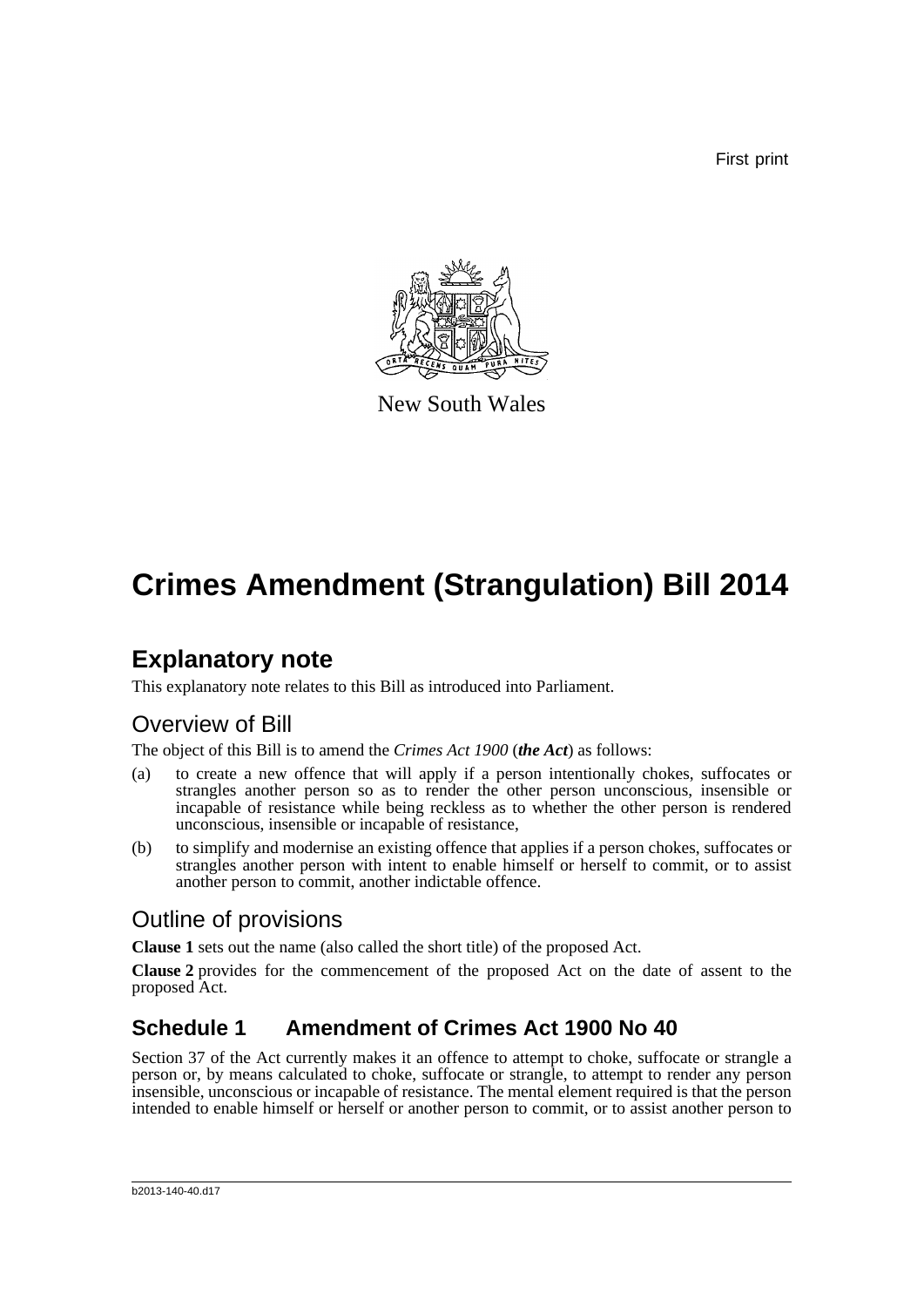First print

New South Wales

# Crimes Amendment (Strangulation) Bill 2014

## Explanatory note

This explanatory note relates to this Bill as introduced into Parliament.

### Overview of Bill

The object of this Bill is to amend the *Crimes Act 1900* (***the Act***) as follows:

(a) to create a new offence that will apply if a person intentionally chokes, suffocates or strangles another person so as to render the other person unconscious, insensible or incapable of resistance while being reckless as to whether the other person is rendered unconscious, insensible or incapable of resistance,

(b) to simplify and modernise an existing offence that applies if a person chokes, suffocates or strangles another person with intent to enable himself or herself to commit, or to assist another person to commit, another indictable offence.

### Outline of provisions

**Clause 1** sets out the name (also called the short title) of the proposed Act.

**Clause 2** provides for the commencement of the proposed Act on the date of assent to the proposed Act.

## Schedule 1 Amendment of Crimes Act 1900 No 40

Section 37 of the Act currently makes it an offence to attempt to choke, suffocate or strangle a person or, by means calculated to choke, suffocate or strangle, to attempt to render any person insensible, unconscious or incapable of resistance. The mental element required is that the person intended to enable himself or herself or another person to commit, or to assist another person to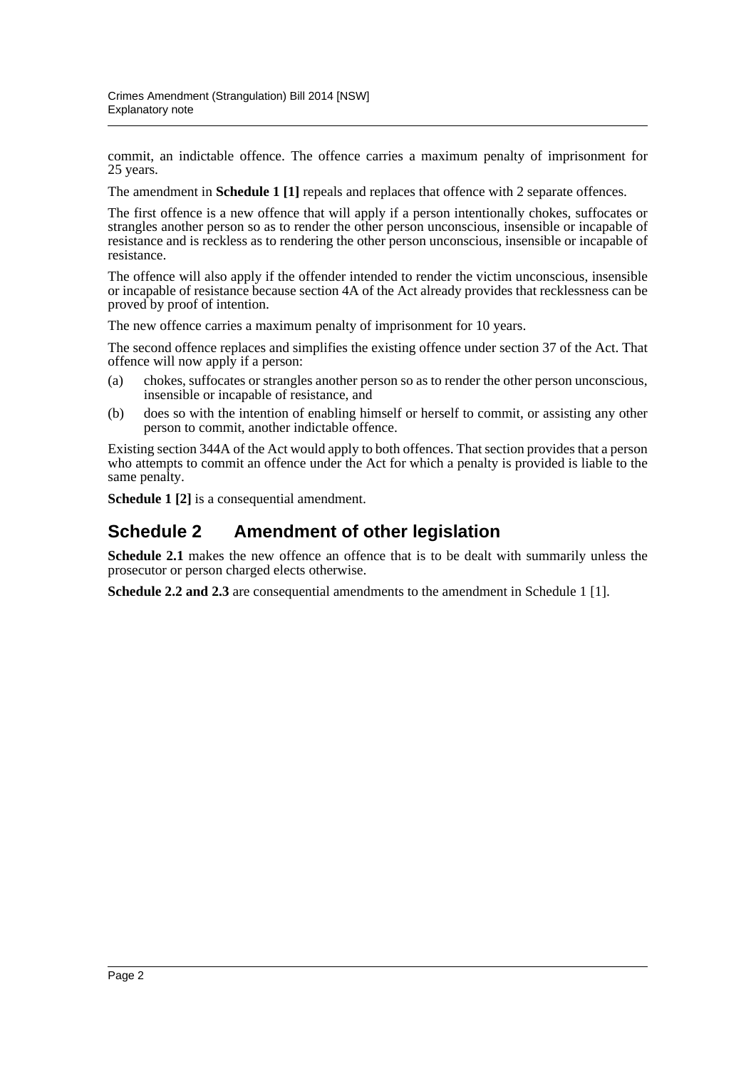commit, an indictable offence. The offence carries a maximum penalty of imprisonment for 25 years.

The amendment in **Schedule 1 [1]** repeals and replaces that offence with 2 separate offences.

The first offence is a new offence that will apply if a person intentionally chokes, suffocates or strangles another person so as to render the other person unconscious, insensible or incapable of resistance and is reckless as to rendering the other person unconscious, insensible or incapable of resistance.

The offence will also apply if the offender intended to render the victim unconscious, insensible or incapable of resistance because section 4A of the Act already provides that recklessness can be proved by proof of intention.

The new offence carries a maximum penalty of imprisonment for 10 years.

The second offence replaces and simplifies the existing offence under section 37 of the Act. That offence will now apply if a person:

(a) chokes, suffocates or strangles another person so as to render the other person unconscious, insensible or incapable of resistance, and

(b) does so with the intention of enabling himself or herself to commit, or assisting any other person to commit, another indictable offence.

Existing section 344A of the Act would apply to both offences. That section provides that a person who attempts to commit an offence under the Act for which a penalty is provided is liable to the same penalty.

**Schedule 1 [2]** is a consequential amendment.

## Schedule 2 Amendment of other legislation

**Schedule 2.1** makes the new offence an offence that is to be dealt with summarily unless the prosecutor or person charged elects otherwise.

**Schedule 2.2 and 2.3** are consequential amendments to the amendment in Schedule 1 [1].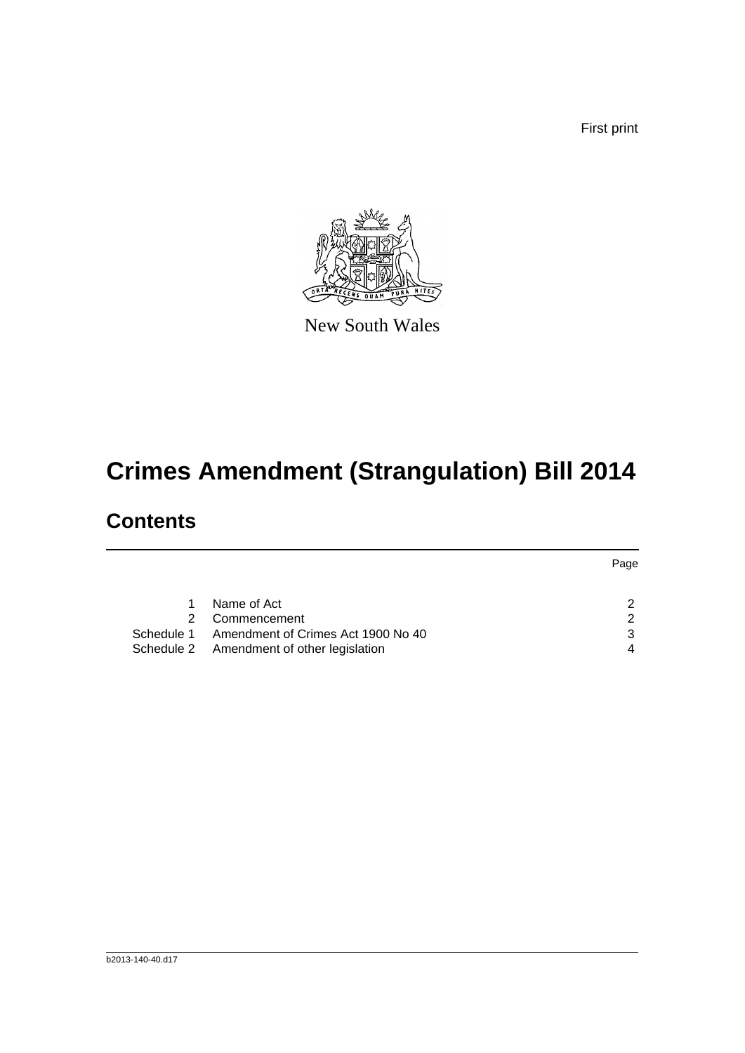First print

New South Wales

# Crimes Amendment (Strangulation) Bill 2014

## Contents

| | | Page |
|---|---|---|
| 1 | Name of Act | 2 |
| 2 | Commencement | 2 |
| Schedule 1 | Amendment of Crimes Act 1900 No 40 | 3 |
| Schedule 2 | Amendment of other legislation | 4 |

b2013-140-40.d17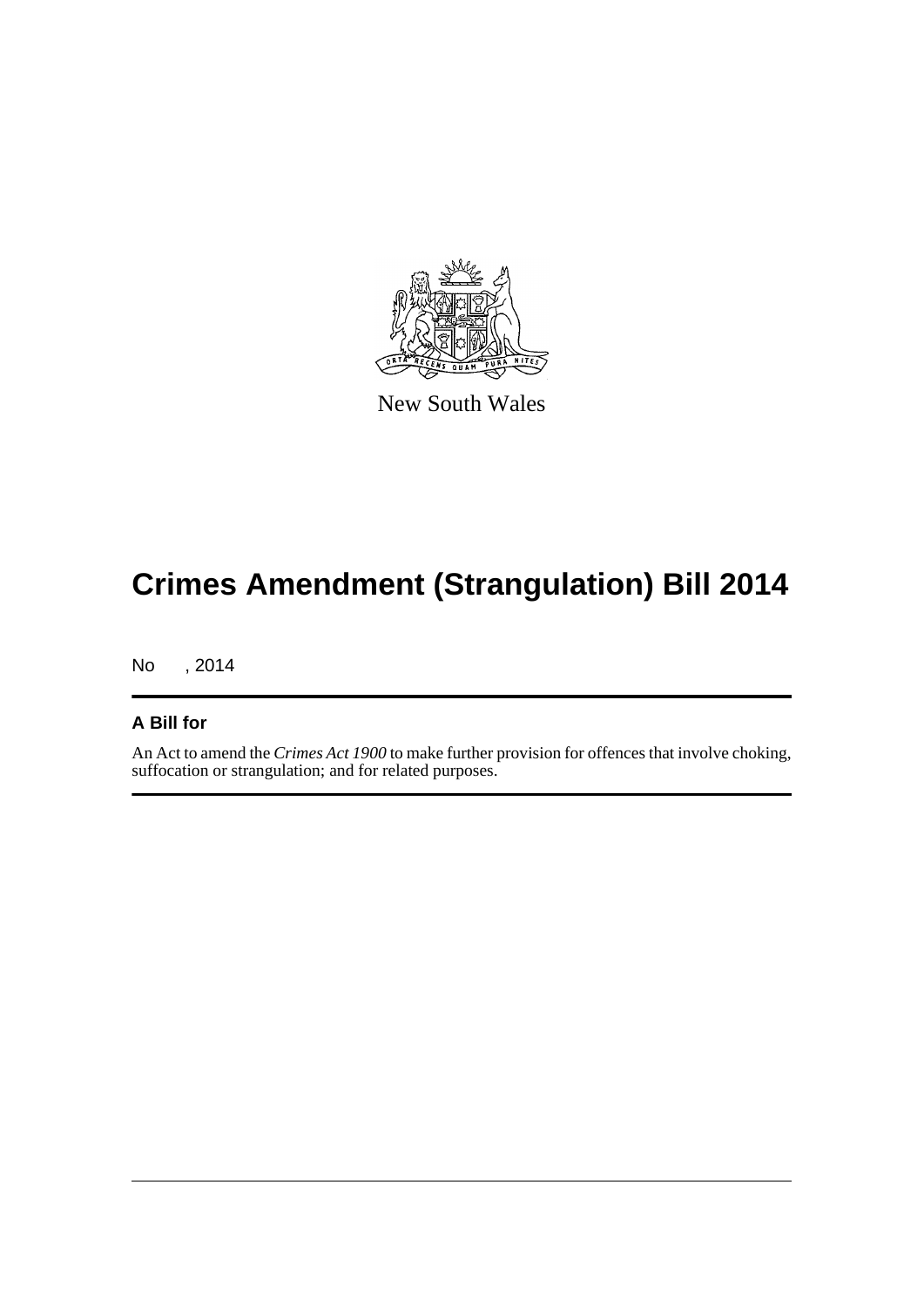New South Wales

# Crimes Amendment (Strangulation) Bill 2014

No , 2014

## A Bill for

An Act to amend the *Crimes Act 1900* to make further provision for offences that involve choking, suffocation or strangulation; and for related purposes.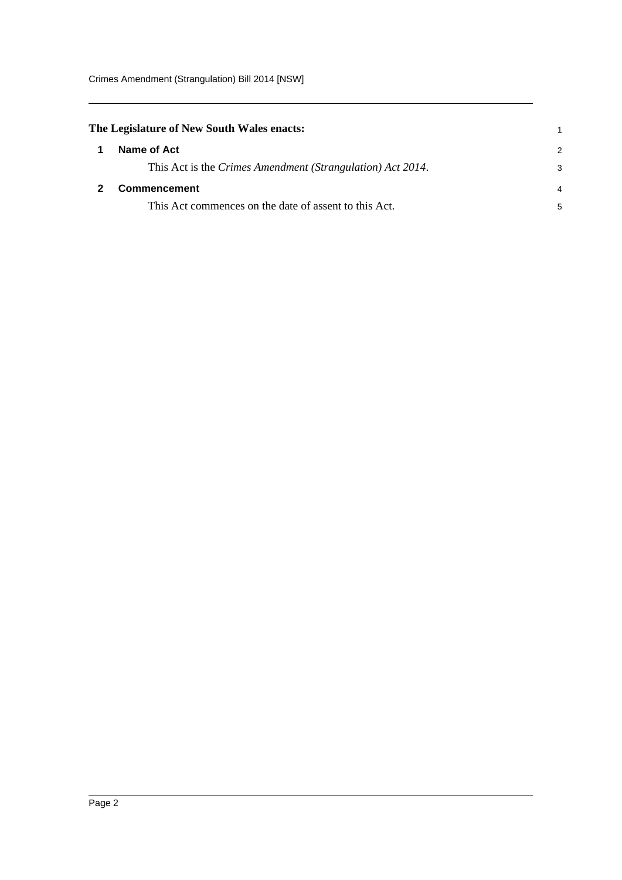**The Legislature of New South Wales enacts:**

## 1 Name of Act

This Act is the *Crimes Amendment (Strangulation) Act 2014*.

## 2 Commencement

This Act commences on the date of assent to this Act.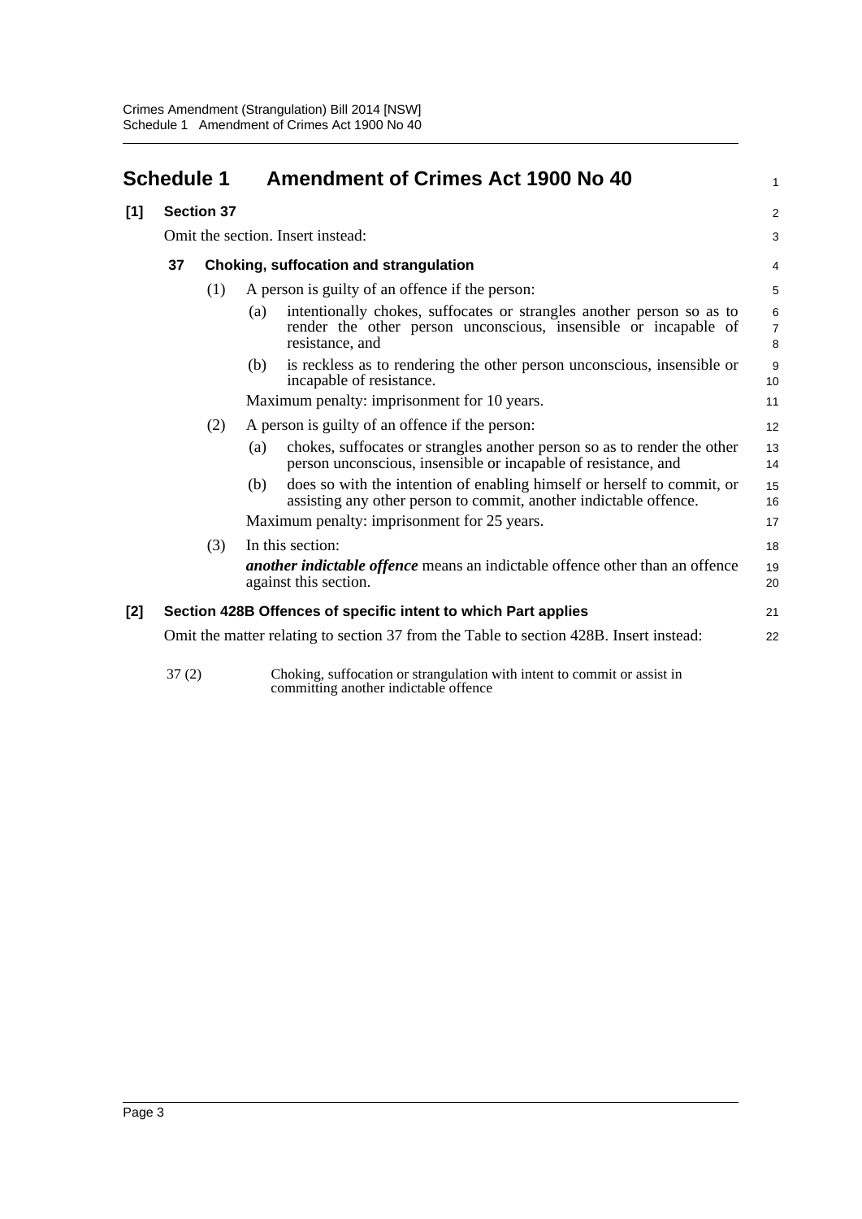# Schedule 1 Amendment of Crimes Act 1900 No 40

## [1] Section 37

Omit the section. Insert instead:

### 37 Choking, suffocation and strangulation

(1) A person is guilty of an offence if the person:

(a) intentionally chokes, suffocates or strangles another person so as to render the other person unconscious, insensible or incapable of resistance, and

(b) is reckless as to rendering the other person unconscious, insensible or incapable of resistance.

Maximum penalty: imprisonment for 10 years.

(2) A person is guilty of an offence if the person:

(a) chokes, suffocates or strangles another person so as to render the other person unconscious, insensible or incapable of resistance, and

(b) does so with the intention of enabling himself or herself to commit, or assisting any other person to commit, another indictable offence.

Maximum penalty: imprisonment for 25 years.

(3) In this section:

***another indictable offence*** means an indictable offence other than an offence against this section.

## [2] Section 428B Offences of specific intent to which Part applies

Omit the matter relating to section 37 from the Table to section 428B. Insert instead:

| | |
|---|---|
| 37 (2) | Choking, suffocation or strangulation with intent to commit or assist in committing another indictable offence |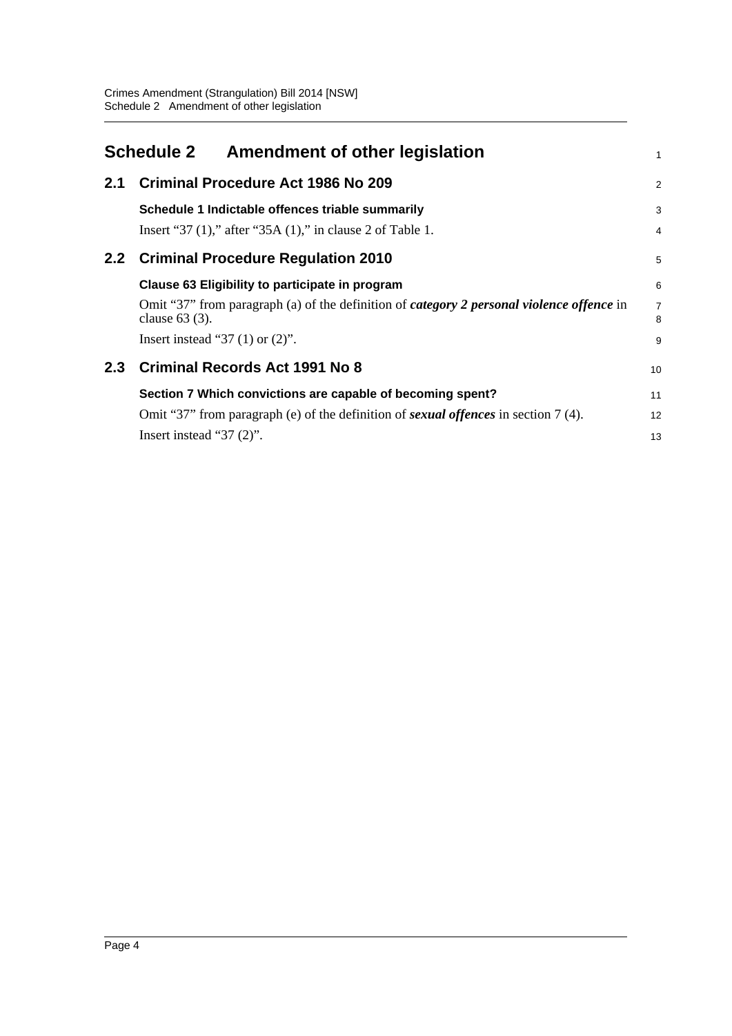# Schedule 2 Amendment of other legislation

## 2.1 Criminal Procedure Act 1986 No 209

### Schedule 1 Indictable offences triable summarily

Insert "37 (1)," after "35A (1)," in clause 2 of Table 1.

## 2.2 Criminal Procedure Regulation 2010

### Clause 63 Eligibility to participate in program

Omit "37" from paragraph (a) of the definition of ***category 2 personal violence offence*** in clause 63 (3).

Insert instead "37 (1) or (2)".

## 2.3 Criminal Records Act 1991 No 8

### Section 7 Which convictions are capable of becoming spent?

Omit "37" from paragraph (e) of the definition of ***sexual offences*** in section 7 (4).

Insert instead "37 (2)".